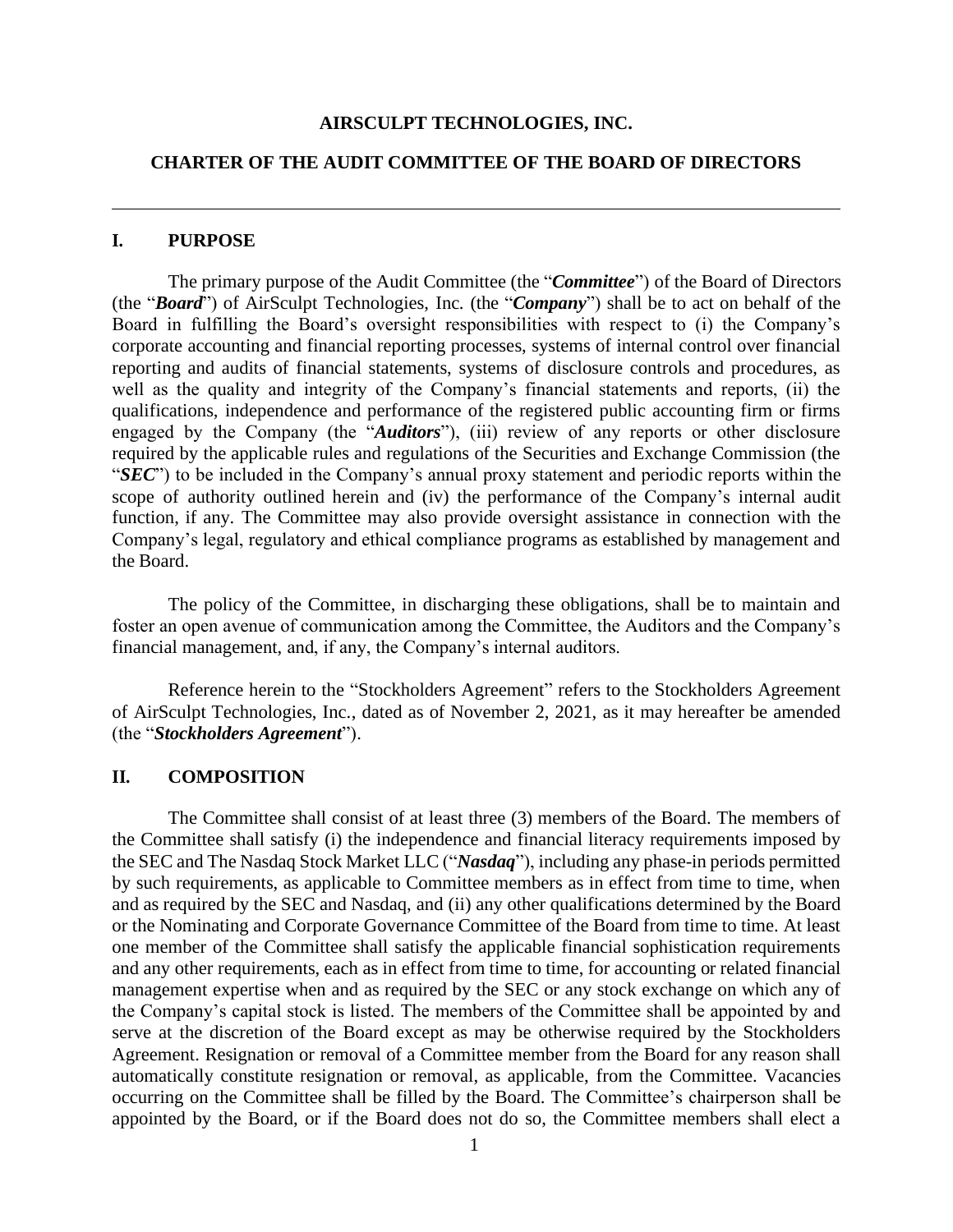**AIRSCULPT TECHNOLOGIES, INC.**

**CHARTER OF THE AUDIT COMMITTEE OF THE BOARD OF DIRECTORS**

---

## I. PURPOSE

The primary purpose of the Audit Committee (the "***Committee***") of the Board of Directors (the "***Board***") of AirSculpt Technologies, Inc. (the "***Company***") shall be to act on behalf of the Board in fulfilling the Board's oversight responsibilities with respect to (i) the Company's corporate accounting and financial reporting processes, systems of internal control over financial reporting and audits of financial statements, systems of disclosure controls and procedures, as well as the quality and integrity of the Company's financial statements and reports, (ii) the qualifications, independence and performance of the registered public accounting firm or firms engaged by the Company (the "***Auditors***"), (iii) review of any reports or other disclosure required by the applicable rules and regulations of the Securities and Exchange Commission (the "***SEC***") to be included in the Company's annual proxy statement and periodic reports within the scope of authority outlined herein and (iv) the performance of the Company's internal audit function, if any. The Committee may also provide oversight assistance in connection with the Company's legal, regulatory and ethical compliance programs as established by management and the Board.

The policy of the Committee, in discharging these obligations, shall be to maintain and foster an open avenue of communication among the Committee, the Auditors and the Company's financial management, and, if any, the Company's internal auditors.

Reference herein to the "Stockholders Agreement" refers to the Stockholders Agreement of AirSculpt Technologies, Inc., dated as of November 2, 2021, as it may hereafter be amended (the "***Stockholders Agreement***").

## II. COMPOSITION

The Committee shall consist of at least three (3) members of the Board. The members of the Committee shall satisfy (i) the independence and financial literacy requirements imposed by the SEC and The Nasdaq Stock Market LLC ("***Nasdaq***"), including any phase-in periods permitted by such requirements, as applicable to Committee members as in effect from time to time, when and as required by the SEC and Nasdaq, and (ii) any other qualifications determined by the Board or the Nominating and Corporate Governance Committee of the Board from time to time. At least one member of the Committee shall satisfy the applicable financial sophistication requirements and any other requirements, each as in effect from time to time, for accounting or related financial management expertise when and as required by the SEC or any stock exchange on which any of the Company's capital stock is listed. The members of the Committee shall be appointed by and serve at the discretion of the Board except as may be otherwise required by the Stockholders Agreement. Resignation or removal of a Committee member from the Board for any reason shall automatically constitute resignation or removal, as applicable, from the Committee. Vacancies occurring on the Committee shall be filled by the Board. The Committee's chairperson shall be appointed by the Board, or if the Board does not do so, the Committee members shall elect a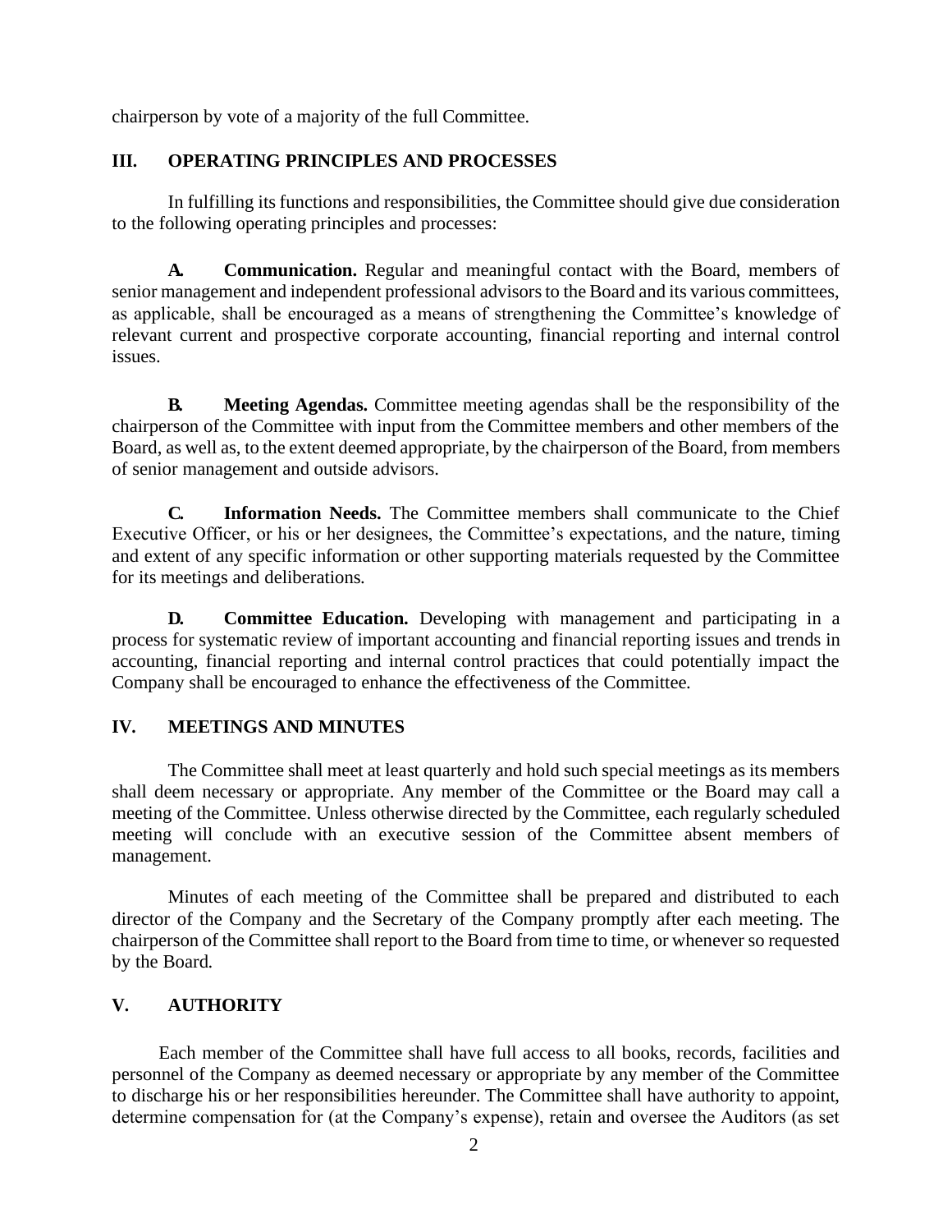chairperson by vote of a majority of the full Committee.

## III. OPERATING PRINCIPLES AND PROCESSES

In fulfilling its functions and responsibilities, the Committee should give due consideration to the following operating principles and processes:

**A. Communication.** Regular and meaningful contact with the Board, members of senior management and independent professional advisors to the Board and its various committees, as applicable, shall be encouraged as a means of strengthening the Committee's knowledge of relevant current and prospective corporate accounting, financial reporting and internal control issues.

**B. Meeting Agendas.** Committee meeting agendas shall be the responsibility of the chairperson of the Committee with input from the Committee members and other members of the Board, as well as, to the extent deemed appropriate, by the chairperson of the Board, from members of senior management and outside advisors.

**C. Information Needs.** The Committee members shall communicate to the Chief Executive Officer, or his or her designees, the Committee's expectations, and the nature, timing and extent of any specific information or other supporting materials requested by the Committee for its meetings and deliberations.

**D. Committee Education.** Developing with management and participating in a process for systematic review of important accounting and financial reporting issues and trends in accounting, financial reporting and internal control practices that could potentially impact the Company shall be encouraged to enhance the effectiveness of the Committee.

## IV. MEETINGS AND MINUTES

The Committee shall meet at least quarterly and hold such special meetings as its members shall deem necessary or appropriate. Any member of the Committee or the Board may call a meeting of the Committee. Unless otherwise directed by the Committee, each regularly scheduled meeting will conclude with an executive session of the Committee absent members of management.

Minutes of each meeting of the Committee shall be prepared and distributed to each director of the Company and the Secretary of the Company promptly after each meeting. The chairperson of the Committee shall report to the Board from time to time, or whenever so requested by the Board.

## V. AUTHORITY

Each member of the Committee shall have full access to all books, records, facilities and personnel of the Company as deemed necessary or appropriate by any member of the Committee to discharge his or her responsibilities hereunder. The Committee shall have authority to appoint, determine compensation for (at the Company's expense), retain and oversee the Auditors (as set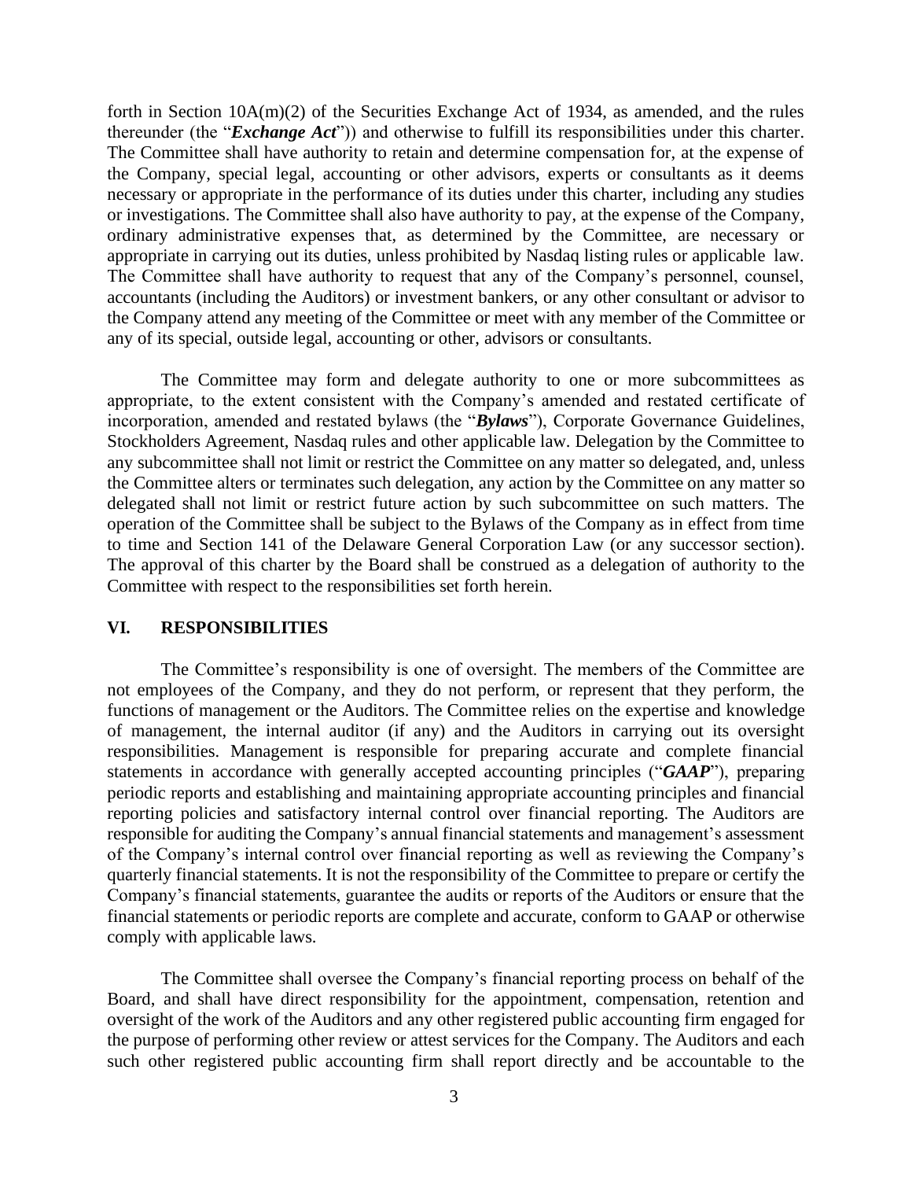forth in Section 10A(m)(2) of the Securities Exchange Act of 1934, as amended, and the rules thereunder (the "***Exchange Act***")) and otherwise to fulfill its responsibilities under this charter. The Committee shall have authority to retain and determine compensation for, at the expense of the Company, special legal, accounting or other advisors, experts or consultants as it deems necessary or appropriate in the performance of its duties under this charter, including any studies or investigations. The Committee shall also have authority to pay, at the expense of the Company, ordinary administrative expenses that, as determined by the Committee, are necessary or appropriate in carrying out its duties, unless prohibited by Nasdaq listing rules or applicable law. The Committee shall have authority to request that any of the Company's personnel, counsel, accountants (including the Auditors) or investment bankers, or any other consultant or advisor to the Company attend any meeting of the Committee or meet with any member of the Committee or any of its special, outside legal, accounting or other, advisors or consultants.

The Committee may form and delegate authority to one or more subcommittees as appropriate, to the extent consistent with the Company's amended and restated certificate of incorporation, amended and restated bylaws (the "***Bylaws***"), Corporate Governance Guidelines, Stockholders Agreement, Nasdaq rules and other applicable law. Delegation by the Committee to any subcommittee shall not limit or restrict the Committee on any matter so delegated, and, unless the Committee alters or terminates such delegation, any action by the Committee on any matter so delegated shall not limit or restrict future action by such subcommittee on such matters. The operation of the Committee shall be subject to the Bylaws of the Company as in effect from time to time and Section 141 of the Delaware General Corporation Law (or any successor section). The approval of this charter by the Board shall be construed as a delegation of authority to the Committee with respect to the responsibilities set forth herein.

## VI. RESPONSIBILITIES

The Committee's responsibility is one of oversight. The members of the Committee are not employees of the Company, and they do not perform, or represent that they perform, the functions of management or the Auditors. The Committee relies on the expertise and knowledge of management, the internal auditor (if any) and the Auditors in carrying out its oversight responsibilities. Management is responsible for preparing accurate and complete financial statements in accordance with generally accepted accounting principles ("***GAAP***"), preparing periodic reports and establishing and maintaining appropriate accounting principles and financial reporting policies and satisfactory internal control over financial reporting. The Auditors are responsible for auditing the Company's annual financial statements and management's assessment of the Company's internal control over financial reporting as well as reviewing the Company's quarterly financial statements. It is not the responsibility of the Committee to prepare or certify the Company's financial statements, guarantee the audits or reports of the Auditors or ensure that the financial statements or periodic reports are complete and accurate, conform to GAAP or otherwise comply with applicable laws.

The Committee shall oversee the Company's financial reporting process on behalf of the Board, and shall have direct responsibility for the appointment, compensation, retention and oversight of the work of the Auditors and any other registered public accounting firm engaged for the purpose of performing other review or attest services for the Company. The Auditors and each such other registered public accounting firm shall report directly and be accountable to the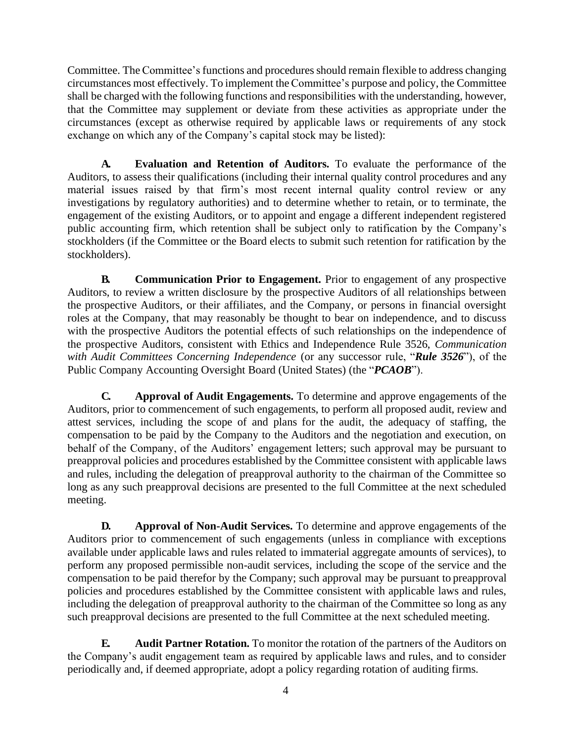Committee. The Committee's functions and procedures should remain flexible to address changing circumstances most effectively. To implement the Committee's purpose and policy, the Committee shall be charged with the following functions and responsibilities with the understanding, however, that the Committee may supplement or deviate from these activities as appropriate under the circumstances (except as otherwise required by applicable laws or requirements of any stock exchange on which any of the Company's capital stock may be listed):

**A. Evaluation and Retention of Auditors.** To evaluate the performance of the Auditors, to assess their qualifications (including their internal quality control procedures and any material issues raised by that firm's most recent internal quality control review or any investigations by regulatory authorities) and to determine whether to retain, or to terminate, the engagement of the existing Auditors, or to appoint and engage a different independent registered public accounting firm, which retention shall be subject only to ratification by the Company's stockholders (if the Committee or the Board elects to submit such retention for ratification by the stockholders).

**B. Communication Prior to Engagement.** Prior to engagement of any prospective Auditors, to review a written disclosure by the prospective Auditors of all relationships between the prospective Auditors, or their affiliates, and the Company, or persons in financial oversight roles at the Company, that may reasonably be thought to bear on independence, and to discuss with the prospective Auditors the potential effects of such relationships on the independence of the prospective Auditors, consistent with Ethics and Independence Rule 3526, *Communication with Audit Committees Concerning Independence* (or any successor rule, "***Rule 3526***"), of the Public Company Accounting Oversight Board (United States) (the "***PCAOB***").

**C. Approval of Audit Engagements.** To determine and approve engagements of the Auditors, prior to commencement of such engagements, to perform all proposed audit, review and attest services, including the scope of and plans for the audit, the adequacy of staffing, the compensation to be paid by the Company to the Auditors and the negotiation and execution, on behalf of the Company, of the Auditors' engagement letters; such approval may be pursuant to preapproval policies and procedures established by the Committee consistent with applicable laws and rules, including the delegation of preapproval authority to the chairman of the Committee so long as any such preapproval decisions are presented to the full Committee at the next scheduled meeting.

**D. Approval of Non-Audit Services.** To determine and approve engagements of the Auditors prior to commencement of such engagements (unless in compliance with exceptions available under applicable laws and rules related to immaterial aggregate amounts of services), to perform any proposed permissible non-audit services, including the scope of the service and the compensation to be paid therefor by the Company; such approval may be pursuant to preapproval policies and procedures established by the Committee consistent with applicable laws and rules, including the delegation of preapproval authority to the chairman of the Committee so long as any such preapproval decisions are presented to the full Committee at the next scheduled meeting.

**E. Audit Partner Rotation.** To monitor the rotation of the partners of the Auditors on the Company's audit engagement team as required by applicable laws and rules, and to consider periodically and, if deemed appropriate, adopt a policy regarding rotation of auditing firms.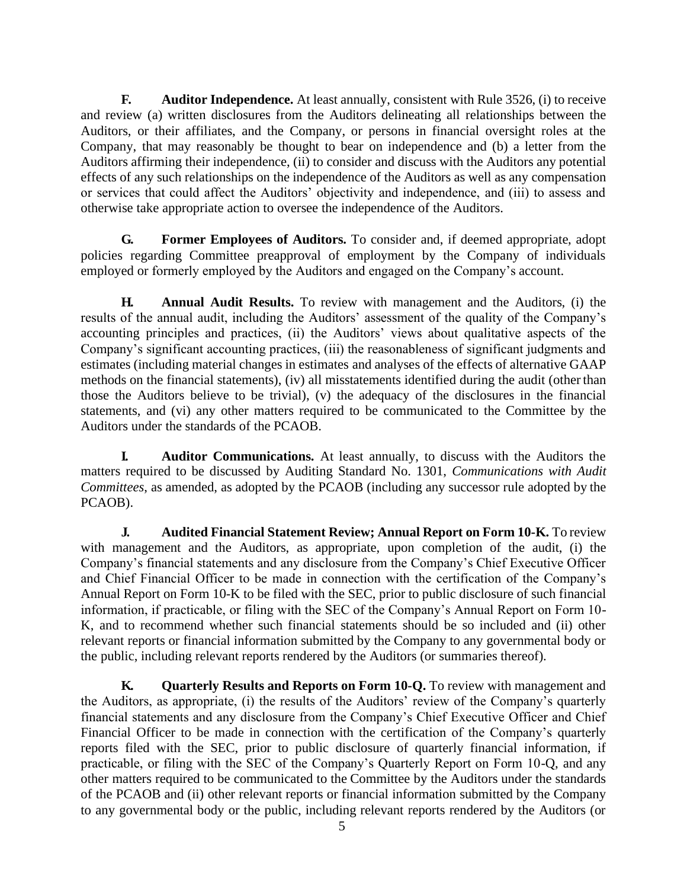**F. Auditor Independence.** At least annually, consistent with Rule 3526, (i) to receive and review (a) written disclosures from the Auditors delineating all relationships between the Auditors, or their affiliates, and the Company, or persons in financial oversight roles at the Company, that may reasonably be thought to bear on independence and (b) a letter from the Auditors affirming their independence, (ii) to consider and discuss with the Auditors any potential effects of any such relationships on the independence of the Auditors as well as any compensation or services that could affect the Auditors' objectivity and independence, and (iii) to assess and otherwise take appropriate action to oversee the independence of the Auditors.

**G. Former Employees of Auditors.** To consider and, if deemed appropriate, adopt policies regarding Committee preapproval of employment by the Company of individuals employed or formerly employed by the Auditors and engaged on the Company's account.

**H. Annual Audit Results.** To review with management and the Auditors, (i) the results of the annual audit, including the Auditors' assessment of the quality of the Company's accounting principles and practices, (ii) the Auditors' views about qualitative aspects of the Company's significant accounting practices, (iii) the reasonableness of significant judgments and estimates (including material changes in estimates and analyses of the effects of alternative GAAP methods on the financial statements), (iv) all misstatements identified during the audit (other than those the Auditors believe to be trivial), (v) the adequacy of the disclosures in the financial statements, and (vi) any other matters required to be communicated to the Committee by the Auditors under the standards of the PCAOB.

**I. Auditor Communications.** At least annually, to discuss with the Auditors the matters required to be discussed by Auditing Standard No. 1301, *Communications with Audit Committees*, as amended, as adopted by the PCAOB (including any successor rule adopted by the PCAOB).

**J. Audited Financial Statement Review; Annual Report on Form 10-K.** To review with management and the Auditors, as appropriate, upon completion of the audit, (i) the Company's financial statements and any disclosure from the Company's Chief Executive Officer and Chief Financial Officer to be made in connection with the certification of the Company's Annual Report on Form 10-K to be filed with the SEC, prior to public disclosure of such financial information, if practicable, or filing with the SEC of the Company's Annual Report on Form 10-K, and to recommend whether such financial statements should be so included and (ii) other relevant reports or financial information submitted by the Company to any governmental body or the public, including relevant reports rendered by the Auditors (or summaries thereof).

**K. Quarterly Results and Reports on Form 10-Q.** To review with management and the Auditors, as appropriate, (i) the results of the Auditors' review of the Company's quarterly financial statements and any disclosure from the Company's Chief Executive Officer and Chief Financial Officer to be made in connection with the certification of the Company's quarterly reports filed with the SEC, prior to public disclosure of quarterly financial information, if practicable, or filing with the SEC of the Company's Quarterly Report on Form 10-Q, and any other matters required to be communicated to the Committee by the Auditors under the standards of the PCAOB and (ii) other relevant reports or financial information submitted by the Company to any governmental body or the public, including relevant reports rendered by the Auditors (or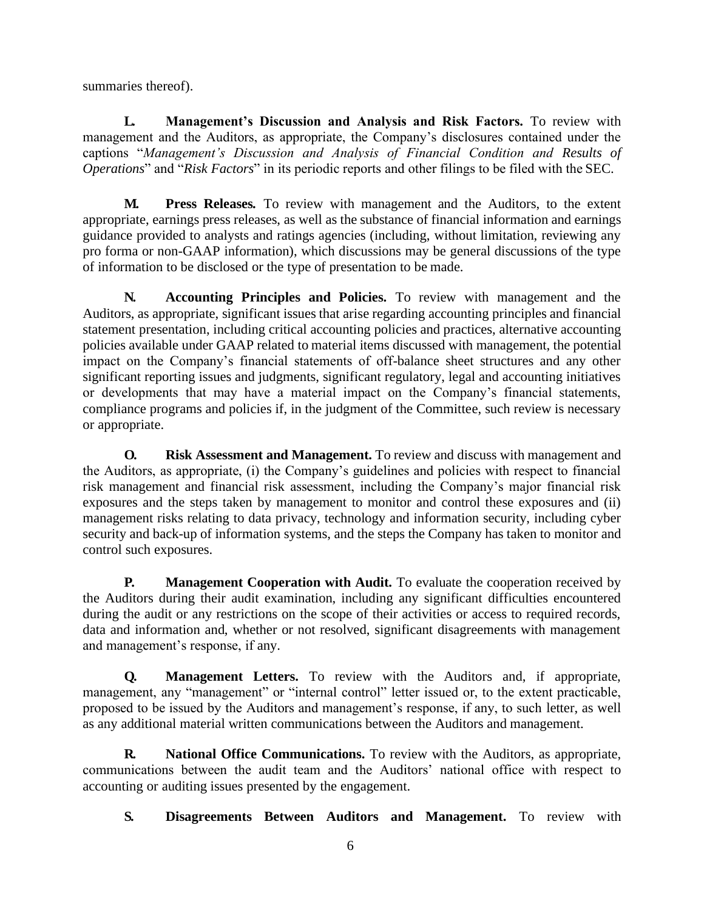summaries thereof).

**L. Management's Discussion and Analysis and Risk Factors.** To review with management and the Auditors, as appropriate, the Company's disclosures contained under the captions "*Management's Discussion and Analysis of Financial Condition and Results of Operations*" and "*Risk Factors*" in its periodic reports and other filings to be filed with the SEC.

**M. Press Releases.** To review with management and the Auditors, to the extent appropriate, earnings press releases, as well as the substance of financial information and earnings guidance provided to analysts and ratings agencies (including, without limitation, reviewing any pro forma or non-GAAP information), which discussions may be general discussions of the type of information to be disclosed or the type of presentation to be made.

**N. Accounting Principles and Policies.** To review with management and the Auditors, as appropriate, significant issues that arise regarding accounting principles and financial statement presentation, including critical accounting policies and practices, alternative accounting policies available under GAAP related to material items discussed with management, the potential impact on the Company's financial statements of off-balance sheet structures and any other significant reporting issues and judgments, significant regulatory, legal and accounting initiatives or developments that may have a material impact on the Company's financial statements, compliance programs and policies if, in the judgment of the Committee, such review is necessary or appropriate.

**O. Risk Assessment and Management.** To review and discuss with management and the Auditors, as appropriate, (i) the Company's guidelines and policies with respect to financial risk management and financial risk assessment, including the Company's major financial risk exposures and the steps taken by management to monitor and control these exposures and (ii) management risks relating to data privacy, technology and information security, including cyber security and back-up of information systems, and the steps the Company has taken to monitor and control such exposures.

**P. Management Cooperation with Audit.** To evaluate the cooperation received by the Auditors during their audit examination, including any significant difficulties encountered during the audit or any restrictions on the scope of their activities or access to required records, data and information and, whether or not resolved, significant disagreements with management and management's response, if any.

**Q. Management Letters.** To review with the Auditors and, if appropriate, management, any "management" or "internal control" letter issued or, to the extent practicable, proposed to be issued by the Auditors and management's response, if any, to such letter, as well as any additional material written communications between the Auditors and management.

**R. National Office Communications.** To review with the Auditors, as appropriate, communications between the audit team and the Auditors' national office with respect to accounting or auditing issues presented by the engagement.

**S. Disagreements Between Auditors and Management.** To review with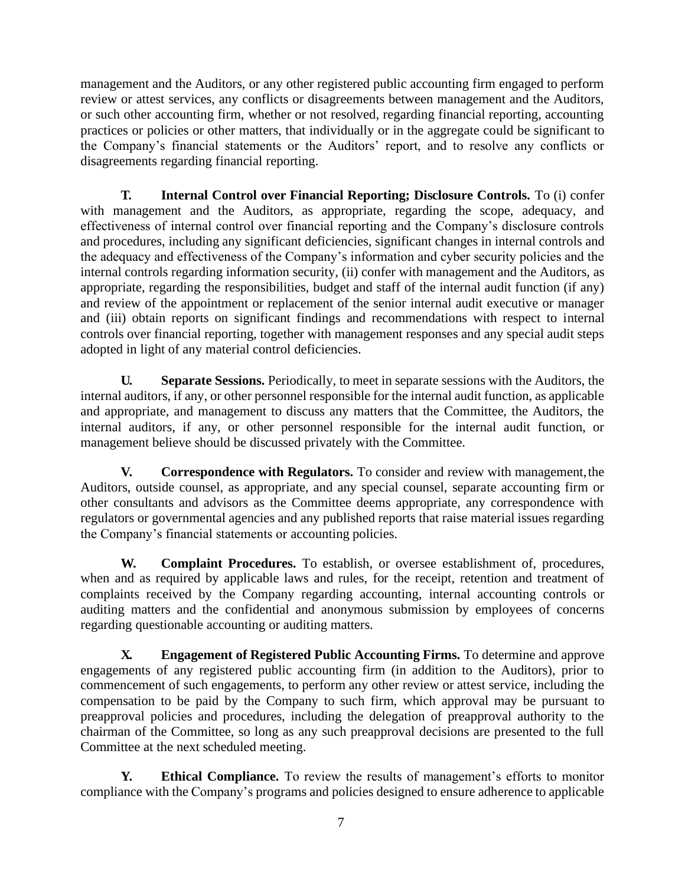management and the Auditors, or any other registered public accounting firm engaged to perform review or attest services, any conflicts or disagreements between management and the Auditors, or such other accounting firm, whether or not resolved, regarding financial reporting, accounting practices or policies or other matters, that individually or in the aggregate could be significant to the Company's financial statements or the Auditors' report, and to resolve any conflicts or disagreements regarding financial reporting.

**T. Internal Control over Financial Reporting; Disclosure Controls.** To (i) confer with management and the Auditors, as appropriate, regarding the scope, adequacy, and effectiveness of internal control over financial reporting and the Company's disclosure controls and procedures, including any significant deficiencies, significant changes in internal controls and the adequacy and effectiveness of the Company's information and cyber security policies and the internal controls regarding information security, (ii) confer with management and the Auditors, as appropriate, regarding the responsibilities, budget and staff of the internal audit function (if any) and review of the appointment or replacement of the senior internal audit executive or manager and (iii) obtain reports on significant findings and recommendations with respect to internal controls over financial reporting, together with management responses and any special audit steps adopted in light of any material control deficiencies.

**U. Separate Sessions.** Periodically, to meet in separate sessions with the Auditors, the internal auditors, if any, or other personnel responsible for the internal audit function, as applicable and appropriate, and management to discuss any matters that the Committee, the Auditors, the internal auditors, if any, or other personnel responsible for the internal audit function, or management believe should be discussed privately with the Committee.

**V. Correspondence with Regulators.** To consider and review with management, the Auditors, outside counsel, as appropriate, and any special counsel, separate accounting firm or other consultants and advisors as the Committee deems appropriate, any correspondence with regulators or governmental agencies and any published reports that raise material issues regarding the Company's financial statements or accounting policies.

**W. Complaint Procedures.** To establish, or oversee establishment of, procedures, when and as required by applicable laws and rules, for the receipt, retention and treatment of complaints received by the Company regarding accounting, internal accounting controls or auditing matters and the confidential and anonymous submission by employees of concerns regarding questionable accounting or auditing matters.

**X. Engagement of Registered Public Accounting Firms.** To determine and approve engagements of any registered public accounting firm (in addition to the Auditors), prior to commencement of such engagements, to perform any other review or attest service, including the compensation to be paid by the Company to such firm, which approval may be pursuant to preapproval policies and procedures, including the delegation of preapproval authority to the chairman of the Committee, so long as any such preapproval decisions are presented to the full Committee at the next scheduled meeting.

**Y. Ethical Compliance.** To review the results of management's efforts to monitor compliance with the Company's programs and policies designed to ensure adherence to applicable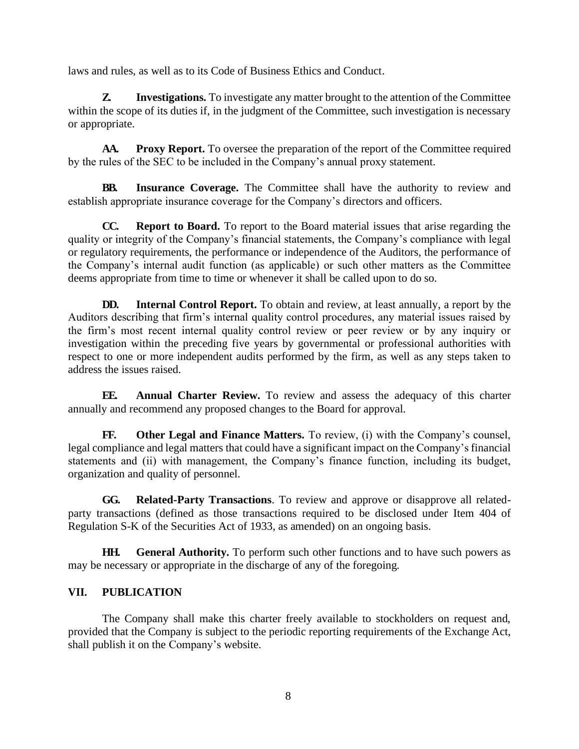laws and rules, as well as to its Code of Business Ethics and Conduct.

**Z. Investigations.** To investigate any matter brought to the attention of the Committee within the scope of its duties if, in the judgment of the Committee, such investigation is necessary or appropriate.

**AA. Proxy Report.** To oversee the preparation of the report of the Committee required by the rules of the SEC to be included in the Company's annual proxy statement.

**BB. Insurance Coverage.** The Committee shall have the authority to review and establish appropriate insurance coverage for the Company's directors and officers.

**CC. Report to Board.** To report to the Board material issues that arise regarding the quality or integrity of the Company's financial statements, the Company's compliance with legal or regulatory requirements, the performance or independence of the Auditors, the performance of the Company's internal audit function (as applicable) or such other matters as the Committee deems appropriate from time to time or whenever it shall be called upon to do so.

**DD. Internal Control Report.** To obtain and review, at least annually, a report by the Auditors describing that firm's internal quality control procedures, any material issues raised by the firm's most recent internal quality control review or peer review or by any inquiry or investigation within the preceding five years by governmental or professional authorities with respect to one or more independent audits performed by the firm, as well as any steps taken to address the issues raised.

**EE. Annual Charter Review.** To review and assess the adequacy of this charter annually and recommend any proposed changes to the Board for approval.

**FF. Other Legal and Finance Matters.** To review, (i) with the Company's counsel, legal compliance and legal matters that could have a significant impact on the Company's financial statements and (ii) with management, the Company's finance function, including its budget, organization and quality of personnel.

**GG. Related-Party Transactions**. To review and approve or disapprove all related-party transactions (defined as those transactions required to be disclosed under Item 404 of Regulation S-K of the Securities Act of 1933, as amended) on an ongoing basis.

**HH. General Authority.** To perform such other functions and to have such powers as may be necessary or appropriate in the discharge of any of the foregoing.

## VII. PUBLICATION

The Company shall make this charter freely available to stockholders on request and, provided that the Company is subject to the periodic reporting requirements of the Exchange Act, shall publish it on the Company's website.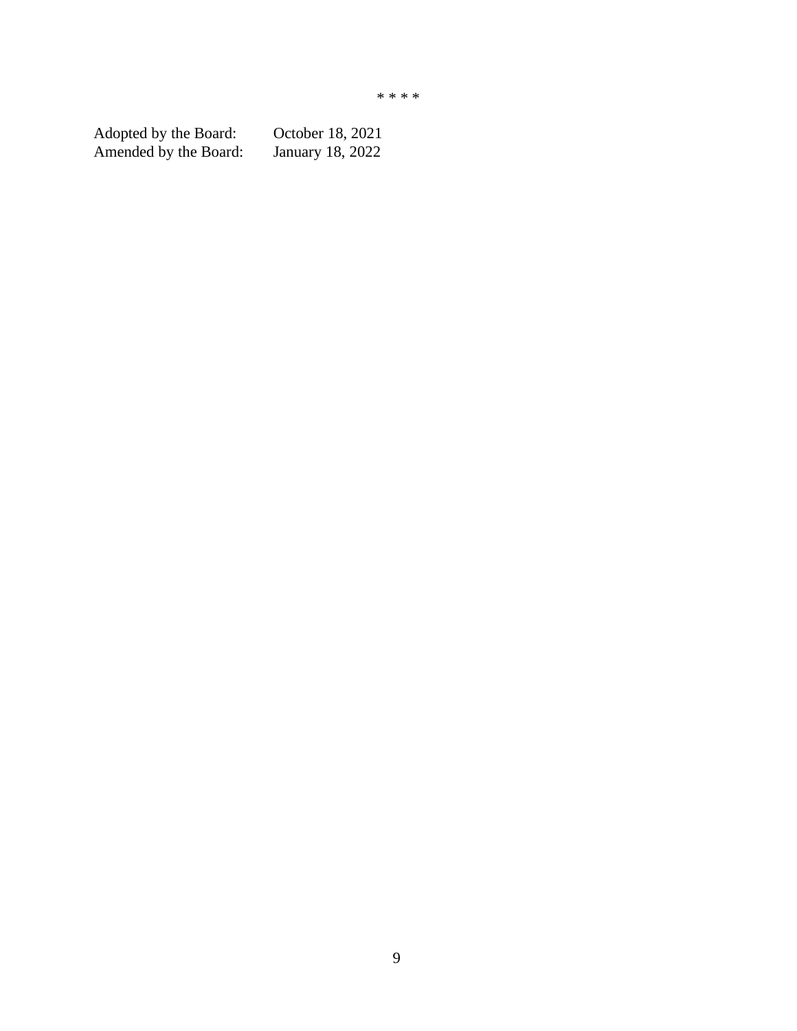* * * *

| | |
|---|---|
| Adopted by the Board: | October 18, 2021 |
| Amended by the Board: | January 18, 2022 |